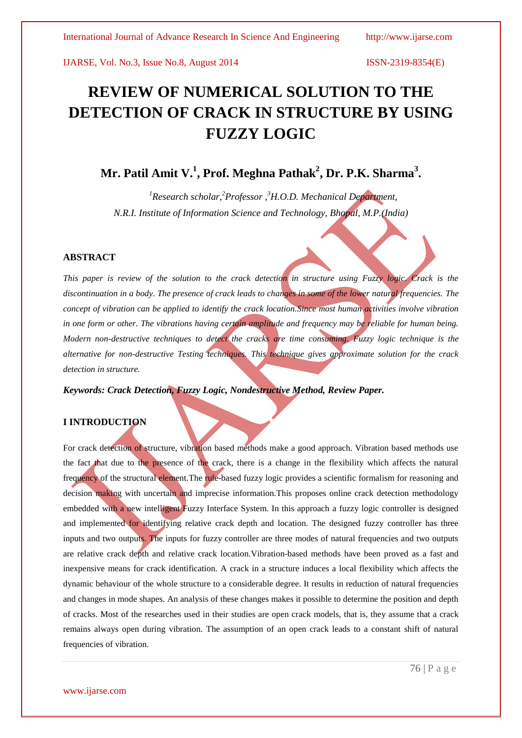# REVIEW OF NUMERICAL SOLUTION TO THE DETECTION OF CRACK IN STRUCTURE BY USING FUZZY LOGIC

**Mr. Patil Amit V.[1], Prof. Meghna Pathak[2], Dr. P.K. Sharma[3].**

*[1]Research scholar,[2]Professor ,[3]H.O.D. Mechanical Department,*
*N.R.I. Institute of Information Science and Technology, Bhopal, M.P.(India)*

## ABSTRACT

*This paper is review of the solution to the crack detection in structure using Fuzzy logic. Crack is the discontinuation in a body. The presence of crack leads to changes in some of the lower natural frequencies. The concept of vibration can be applied to identify the crack location.Since most human activities involve vibration in one form or other. The vibrations having certain amplitude and frequency may be reliable for human being. Modern non-destructive techniques to detect the cracks are time consuming. Fuzzy logic technique is the alternative for non-destructive Testing techniques. This technique gives approximate solution for the crack detection in structure.*

***Keywords: Crack Detection, Fuzzy Logic, Nondestructive Method, Review Paper.***

## I INTRODUCTION

For crack detection of structure, vibration based methods make a good approach. Vibration based methods use the fact that due to the presence of the crack, there is a change in the flexibility which affects the natural frequency of the structural element.The rule-based fuzzy logic provides a scientific formalism for reasoning and decision making with uncertain and imprecise information.This proposes online crack detection methodology embedded with a new intelligent Fuzzy Interface System. In this approach a fuzzy logic controller is designed and implemented for identifying relative crack depth and location. The designed fuzzy controller has three inputs and two outputs. The inputs for fuzzy controller are three modes of natural frequencies and two outputs are relative crack depth and relative crack location.Vibration-based methods have been proved as a fast and inexpensive means for crack identification. A crack in a structure induces a local flexibility which affects the dynamic behaviour of the whole structure to a considerable degree. It results in reduction of natural frequencies and changes in mode shapes. An analysis of these changes makes it possible to determine the position and depth of cracks. Most of the researches used in their studies are open crack models, that is, they assume that a crack remains always open during vibration. The assumption of an open crack leads to a constant shift of natural frequencies of vibration.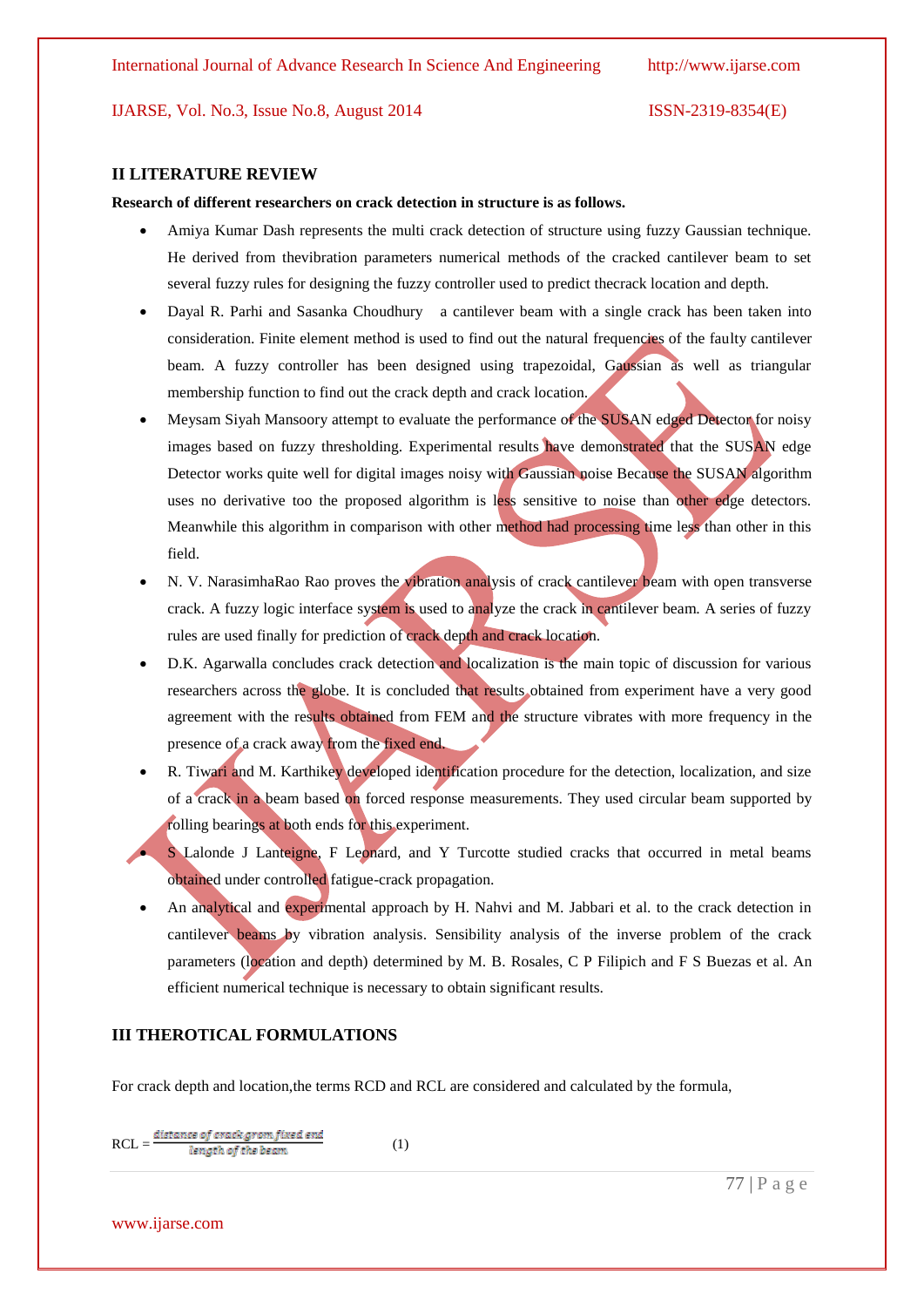## II LITERATURE REVIEW

**Research of different researchers on crack detection in structure is as follows.**

- Amiya Kumar Dash represents the multi crack detection of structure using fuzzy Gaussian technique. He derived from thevibration parameters numerical methods of the cracked cantilever beam to set several fuzzy rules for designing the fuzzy controller used to predict thecrack location and depth.
- Dayal R. Parhi and Sasanka Choudhury a cantilever beam with a single crack has been taken into consideration. Finite element method is used to find out the natural frequencies of the faulty cantilever beam. A fuzzy controller has been designed using trapezoidal, Gaussian as well as triangular membership function to find out the crack depth and crack location.
- Meysam Siyah Mansoory attempt to evaluate the performance of the SUSAN edged Detector for noisy images based on fuzzy thresholding. Experimental results have demonstrated that the SUSAN edge Detector works quite well for digital images noisy with Gaussian noise Because the SUSAN algorithm uses no derivative too the proposed algorithm is less sensitive to noise than other edge detectors. Meanwhile this algorithm in comparison with other method had processing time less than other in this field.
- N. V. NarasimhaRao Rao proves the vibration analysis of crack cantilever beam with open transverse crack. A fuzzy logic interface system is used to analyze the crack in cantilever beam. A series of fuzzy rules are used finally for prediction of crack depth and crack location.
- D.K. Agarwalla concludes crack detection and localization is the main topic of discussion for various researchers across the globe. It is concluded that results obtained from experiment have a very good agreement with the results obtained from FEM and the structure vibrates with more frequency in the presence of a crack away from the fixed end.
- R. Tiwari and M. Karthikey developed identification procedure for the detection, localization, and size of a crack in a beam based on forced response measurements. They used circular beam supported by rolling bearings at both ends for this experiment.
- S Lalonde J Lanteigne, F Leonard, and Y Turcotte studied cracks that occurred in metal beams obtained under controlled fatigue-crack propagation.
- An analytical and experimental approach by H. Nahvi and M. Jabbari et al. to the crack detection in cantilever beams by vibration analysis. Sensibility analysis of the inverse problem of the crack parameters (location and depth) determined by M. B. Rosales, C P Filipich and F S Buezas et al. An efficient numerical technique is necessary to obtain significant results.

## III THEROTICAL FORMULATIONS

For crack depth and location,the terms RCD and RCL are considered and calculated by the formula,

$$\text{RCL} = \frac{\text{distance of crack grom fixed end}}{\text{length of the beam}} \qquad (1)$$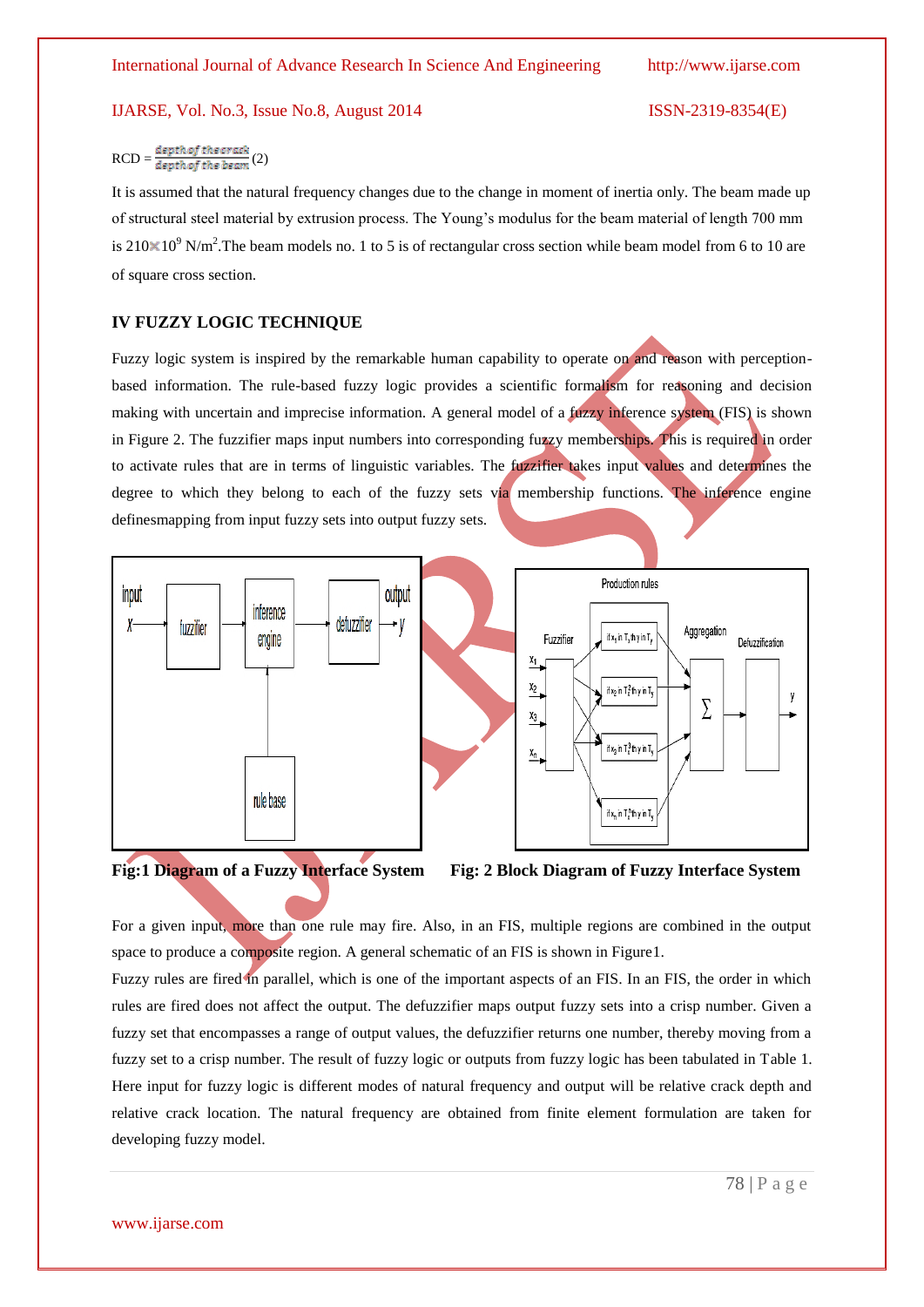$$\text{RCD} = \frac{\text{depth of the crack}}{\text{depth of the beam}} \quad (2)$$

It is assumed that the natural frequency changes due to the change in moment of inertia only. The beam made up of structural steel material by extrusion process. The Young's modulus for the beam material of length 700 mm is $210\times10^{9}$ N/m$^{2}$.The beam models no. 1 to 5 is of rectangular cross section while beam model from 6 to 10 are of square cross section.

## IV FUZZY LOGIC TECHNIQUE

Fuzzy logic system is inspired by the remarkable human capability to operate on and reason with perception-based information. The rule-based fuzzy logic provides a scientific formalism for reasoning and decision making with uncertain and imprecise information. A general model of a fuzzy inference system (FIS) is shown in Figure 2. The fuzzifier maps input numbers into corresponding fuzzy memberships. This is required in order to activate rules that are in terms of linguistic variables. The fuzzifier takes input values and determines the degree to which they belong to each of the fuzzy sets via membership functions. The inference engine definesmapping from input fuzzy sets into output fuzzy sets.

**Fig:1 Diagram of a Fuzzy Interface System**

**Fig: 2 Block Diagram of Fuzzy Interface System**

For a given input, more than one rule may fire. Also, in an FIS, multiple regions are combined in the output space to produce a composite region. A general schematic of an FIS is shown in Figure1.

Fuzzy rules are fired in parallel, which is one of the important aspects of an FIS. In an FIS, the order in which rules are fired does not affect the output. The defuzzifier maps output fuzzy sets into a crisp number. Given a fuzzy set that encompasses a range of output values, the defuzzifier returns one number, thereby moving from a fuzzy set to a crisp number. The result of fuzzy logic or outputs from fuzzy logic has been tabulated in Table 1. Here input for fuzzy logic is different modes of natural frequency and output will be relative crack depth and relative crack location. The natural frequency are obtained from finite element formulation are taken for developing fuzzy model.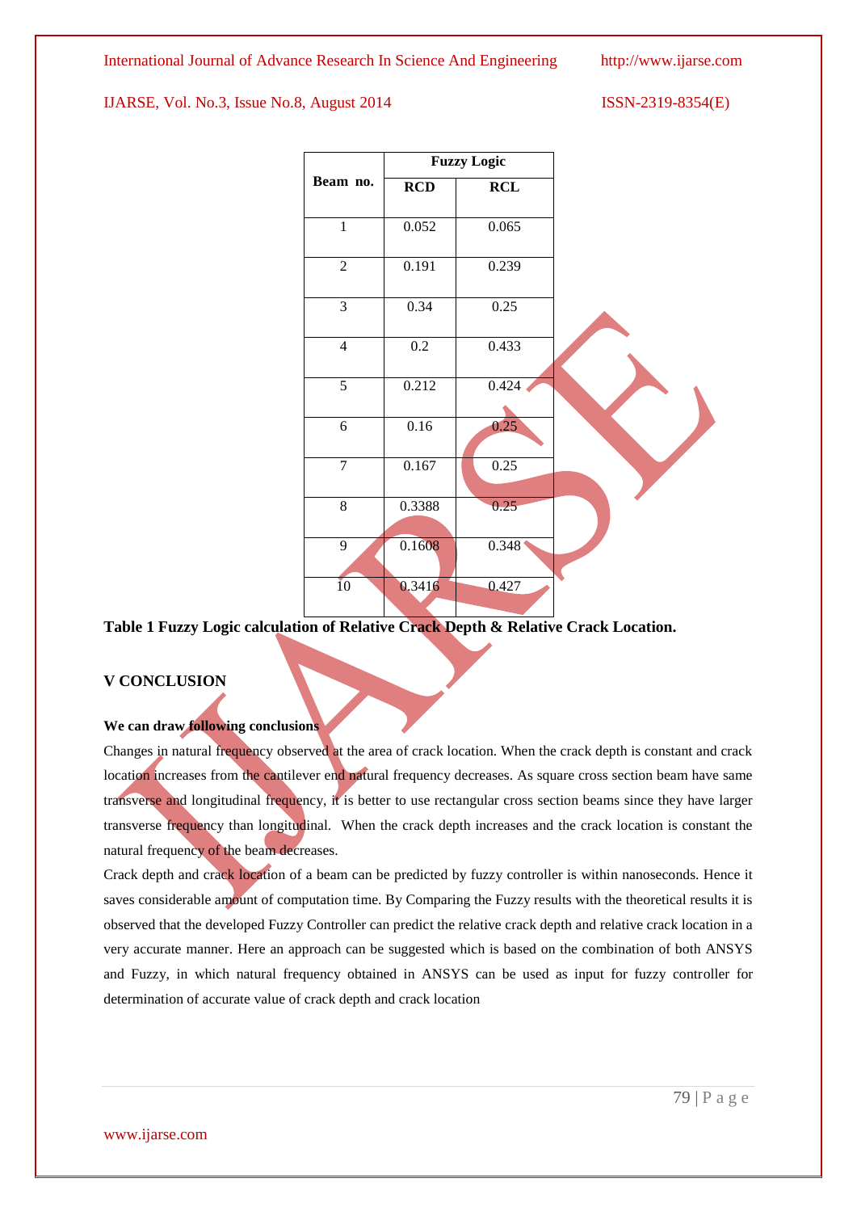| Beam no. | Fuzzy Logic | |
|---|---|---|
| | RCD | RCL |
| 1 | 0.052 | 0.065 |
| 2 | 0.191 | 0.239 |
| 3 | 0.34 | 0.25 |
| 4 | 0.2 | 0.433 |
| 5 | 0.212 | 0.424 |
| 6 | 0.16 | 0.25 |
| 7 | 0.167 | 0.25 |
| 8 | 0.3388 | 0.25 |
| 9 | 0.1608 | 0.348 |
| 10 | 0.3416 | 0.427 |

**Table 1 Fuzzy Logic calculation of Relative Crack Depth & Relative Crack Location.**

## V CONCLUSION

**We can draw following conclusions**

Changes in natural frequency observed at the area of crack location. When the crack depth is constant and crack location increases from the cantilever end natural frequency decreases. As square cross section beam have same transverse and longitudinal frequency, it is better to use rectangular cross section beams since they have larger transverse frequency than longitudinal. When the crack depth increases and the crack location is constant the natural frequency of the beam decreases.

Crack depth and crack location of a beam can be predicted by fuzzy controller is within nanoseconds. Hence it saves considerable amount of computation time. By Comparing the Fuzzy results with the theoretical results it is observed that the developed Fuzzy Controller can predict the relative crack depth and relative crack location in a very accurate manner. Here an approach can be suggested which is based on the combination of both ANSYS and Fuzzy, in which natural frequency obtained in ANSYS can be used as input for fuzzy controller for determination of accurate value of crack depth and crack location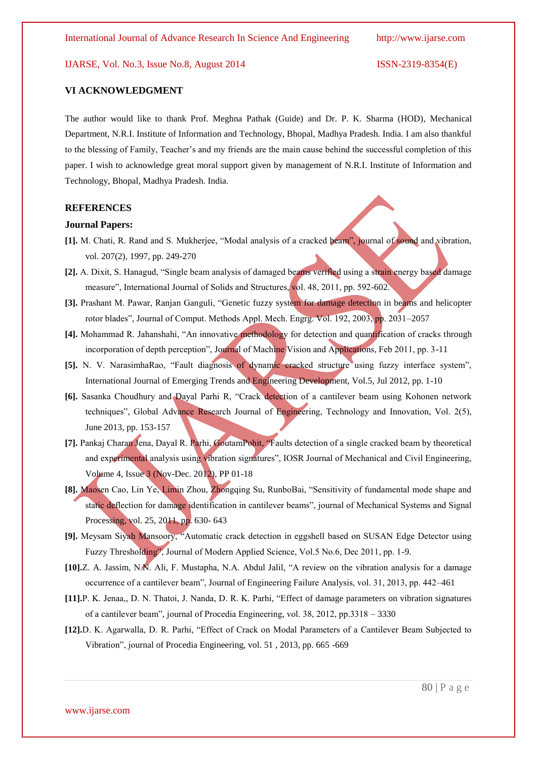## VI ACKNOWLEDGMENT

The author would like to thank Prof. Meghna Pathak (Guide) and Dr. P. K. Sharma (HOD), Mechanical Department, N.R.I. Institute of Information and Technology, Bhopal, Madhya Pradesh. India. I am also thankful to the blessing of Family, Teacher's and my friends are the main cause behind the successful completion of this paper. I wish to acknowledge great moral support given by management of N.R.I. Institute of Information and Technology, Bhopal, Madhya Pradesh. India.

## REFERENCES

### Journal Papers:

**[1].** M. Chati, R. Rand and S. Mukherjee, "Modal analysis of a cracked beam", journal of sound and vibration, vol. 207(2), 1997, pp. 249-270

**[2].** A. Dixit, S. Hanagud, "Single beam analysis of damaged beams verified using a strain energy based damage measure", International Journal of Solids and Structures, vol. 48, 2011, pp. 592-602.

**[3].** Prashant M. Pawar, Ranjan Ganguli, "Genetic fuzzy system for damage detection in beams and helicopter rotor blades", Journal of Comput. Methods Appl. Mech. Engrg. Vol. 192, 2003, pp. 2031–2057

**[4].** Mohammad R. Jahanshahi, "An innovative methodology for detection and quantification of cracks through incorporation of depth perception", Journal of Machine Vision and Applications, Feb 2011, pp. 3-11

**[5].** N. V. NarasimhaRao, "Fault diagnosis of dynamic cracked structure using fuzzy interface system", International Journal of Emerging Trends and Engineering Development, Vol.5, Jul 2012, pp. 1-10

**[6].** Sasanka Choudhury and Dayal Parhi R, "Crack detection of a cantilever beam using Kohonen network techniques", Global Advance Research Journal of Engineering, Technology and Innovation, Vol. 2(5), June 2013, pp. 153-157

**[7].** Pankaj Charan Jena, Dayal R. Parhi, GoutamPohit, "Faults detection of a single cracked beam by theoretical and experimental analysis using vibration signatures", IOSR Journal of Mechanical and Civil Engineering, Volume 4, Issue 3 (Nov-Dec. 2012), PP 01-18

**[8].** Maosen Cao, Lin Ye, Limin Zhou, Zhongqing Su, RunboBai, "Sensitivity of fundamental mode shape and static deflection for damage identification in cantilever beams", journal of Mechanical Systems and Signal Processing, vol. 25, 2011, pp. 630- 643

**[9].** Meysam Siyah Mansoory, "Automatic crack detection in eggshell based on SUSAN Edge Detector using Fuzzy Thresholding", Journal of Modern Applied Science, Vol.5 No.6, Dec 2011, pp. 1-9.

**[10].** Z. A. Jassim, N.N. Ali, F. Mustapha, N.A. Abdul Jalil, "A review on the vibration analysis for a damage occurrence of a cantilever beam", Journal of Engineering Failure Analysis, vol. 31, 2013, pp. 442–461

**[11].** P. K. Jenaa,, D. N. Thatoi, J. Nanda, D. R. K. Parhi, "Effect of damage parameters on vibration signatures of a cantilever beam", journal of Procedia Engineering, vol. 38, 2012, pp.3318 – 3330

**[12].** D. K. Agarwalla, D. R. Parhi, "Effect of Crack on Modal Parameters of a Cantilever Beam Subjected to Vibration", journal of Procedia Engineering, vol. 51 , 2013, pp. 665 -669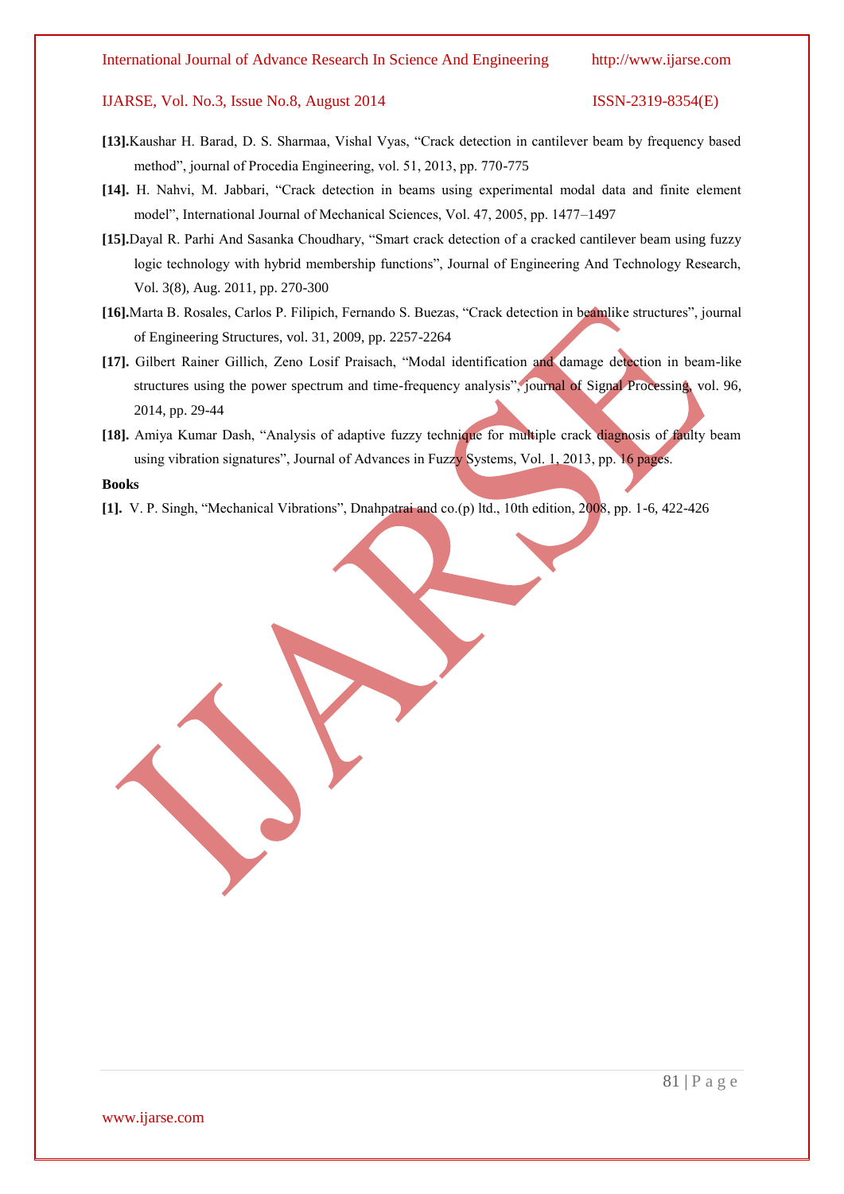**[13].**Kaushar H. Barad, D. S. Sharmaa, Vishal Vyas, "Crack detection in cantilever beam by frequency based method", journal of Procedia Engineering, vol. 51, 2013, pp. 770-775

**[14].** H. Nahvi, M. Jabbari, "Crack detection in beams using experimental modal data and finite element model", International Journal of Mechanical Sciences, Vol. 47, 2005, pp. 1477–1497

**[15].**Dayal R. Parhi And Sasanka Choudhary, "Smart crack detection of a cracked cantilever beam using fuzzy logic technology with hybrid membership functions", Journal of Engineering And Technology Research, Vol. 3(8), Aug. 2011, pp. 270-300

**[16].**Marta B. Rosales, Carlos P. Filipich, Fernando S. Buezas, "Crack detection in beamlike structures", journal of Engineering Structures, vol. 31, 2009, pp. 2257-2264

**[17].** Gilbert Rainer Gillich, Zeno Losif Praisach, "Modal identification and damage detection in beam-like structures using the power spectrum and time-frequency analysis", journal of Signal Processing, vol. 96, 2014, pp. 29-44

**[18].** Amiya Kumar Dash, "Analysis of adaptive fuzzy technique for multiple crack diagnosis of faulty beam using vibration signatures", Journal of Advances in Fuzzy Systems, Vol. 1, 2013, pp. 16 pages.

**Books**

**[1].** V. P. Singh, "Mechanical Vibrations", Dnahpatrai and co.(p) ltd., 10th edition, 2008, pp. 1-6, 422-426